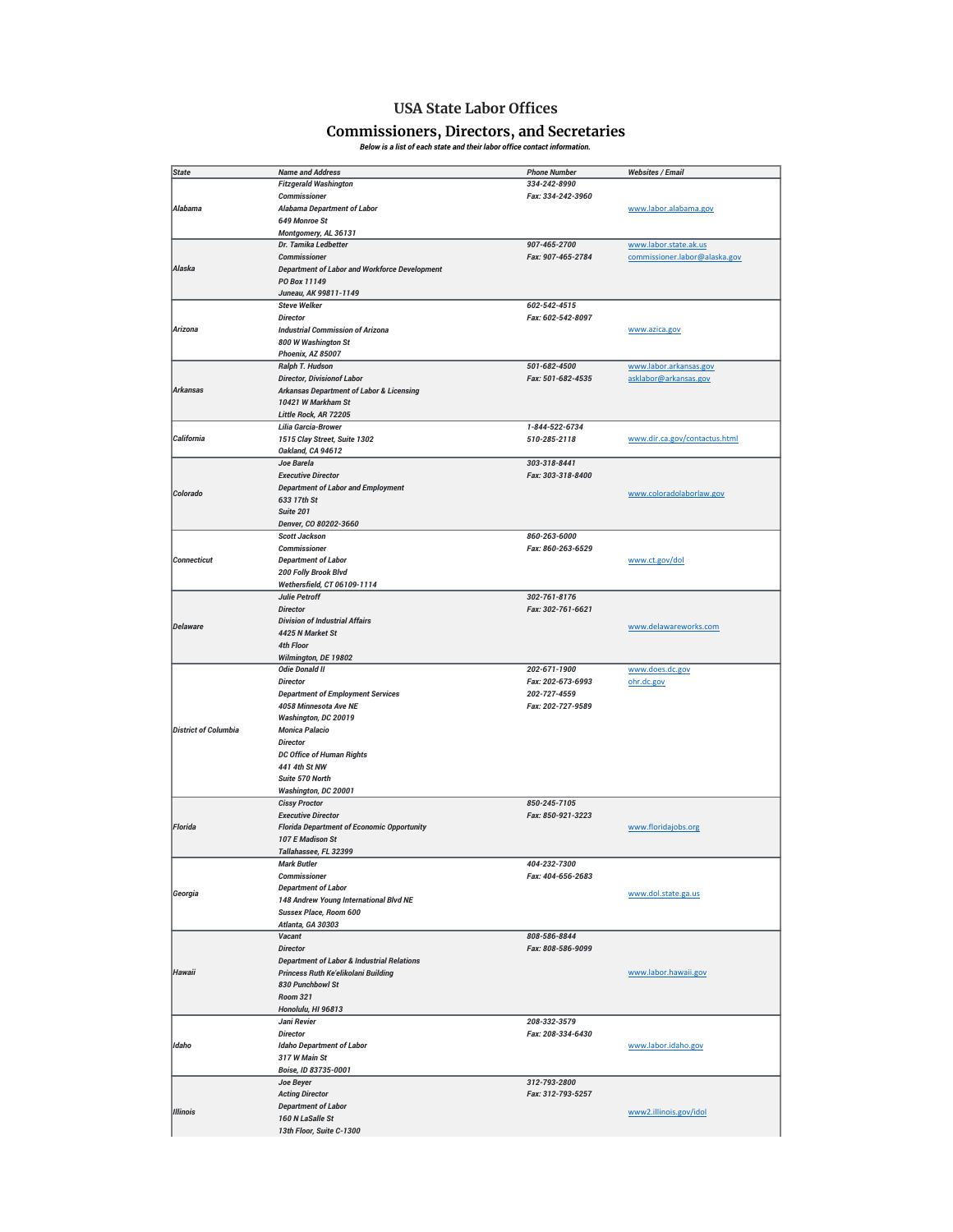# USA State Labor Offices

## Commissioners, Directors, and Secretaries

*Below is a list of each state and their labor office contact information.*

| State | Name and Address | Phone Number | Websites / Email |
|---|---|---|---|
| Alabama | Fitzgerald Washington<br>Commissioner<br>Alabama Department of Labor<br>649 Monroe St<br>Montgomery, AL 36131 | 334-242-8990<br>Fax: 334-242-3960 | www.labor.alabama.gov |
| Alaska | Dr. Tamika Ledbetter<br>Commissioner<br>Department of Labor and Workforce Development<br>PO Box 11149<br>Juneau, AK 99811-1149 | 907-465-2700<br>Fax: 907-465-2784 | www.labor.state.ak.us<br>commissioner.labor@alaska.gov |
| Arizona | Steve Welker<br>Director<br>Industrial Commission of Arizona<br>800 W Washington St<br>Phoenix, AZ 85007 | 602-542-4515<br>Fax: 602-542-8097 | www.azica.gov |
| Arkansas | Ralph T. Hudson<br>Director, Divisionof Labor<br>Arkansas Department of Labor & Licensing<br>10421 W Markham St<br>Little Rock, AR 72205 | 501-682-4500<br>Fax: 501-682-4535 | www.labor.arkansas.gov<br>asklabor@arkansas.gov |
| California | Lilia Garcia-Brower<br>1515 Clay Street, Suite 1302<br>Oakland, CA 94612 | 1-844-522-6734<br>510-285-2118 | www.dir.ca.gov/contactus.html |
| Colorado | Joe Barela<br>Executive Director<br>Department of Labor and Employment<br>633 17th St<br>Suite 201<br>Denver, CO 80202-3660 | 303-318-8441<br>Fax: 303-318-8400 | www.coloradolaborlaw.gov |
| Connecticut | Scott Jackson<br>Commissioner<br>Department of Labor<br>200 Folly Brook Blvd<br>Wethersfield, CT 06109-1114 | 860-263-6000<br>Fax: 860-263-6529 | www.ct.gov/dol |
| Delaware | Julie Petroff<br>Director<br>Division of Industrial Affairs<br>4425 N Market St<br>4th Floor<br>Wilmington, DE 19802 | 302-761-8176<br>Fax: 302-761-6621 | www.delawareworks.com |
| District of Columbia | Odie Donald II<br>Director<br>Department of Employment Services<br>4058 Minnesota Ave NE<br>Washington, DC 20019<br>Monica Palacio<br>Director<br>DC Office of Human Rights<br>441 4th St NW<br>Suite 570 North<br>Washington, DC 20001 | 202-671-1900<br>Fax: 202-673-6993<br>202-727-4559<br>Fax: 202-727-9589 | www.does.dc.gov<br>ohr.dc.gov |
| Florida | Cissy Proctor<br>Executive Director<br>Florida Department of Economic Opportunity<br>107 E Madison St<br>Tallahassee, FL 32399 | 850-245-7105<br>Fax: 850-921-3223 | www.floridajobs.org |
| Georgia | Mark Butler<br>Commissioner<br>Department of Labor<br>148 Andrew Young International Blvd NE<br>Sussex Place, Room 600<br>Atlanta, GA 30303 | 404-232-7300<br>Fax: 404-656-2683 | www.dol.state.ga.us |
| Hawaii | Vacant<br>Director<br>Department of Labor & Industrial Relations<br>Princess Ruth Ke'elikolani Building<br>830 Punchbowl St<br>Room 321<br>Honolulu, HI 96813 | 808-586-8844<br>Fax: 808-586-9099 | www.labor.hawaii.gov |
| Idaho | Jani Revier<br>Director<br>Idaho Department of Labor<br>317 W Main St<br>Boise, ID 83735-0001 | 208-332-3579<br>Fax: 208-334-6430 | www.labor.idaho.gov |
| Illinois | Joe Beyer<br>Acting Director<br>Department of Labor<br>160 N LaSalle St<br>13th Floor, Suite C-1300 | 312-793-2800<br>Fax: 312-793-5257 | www2.illinois.gov/idol |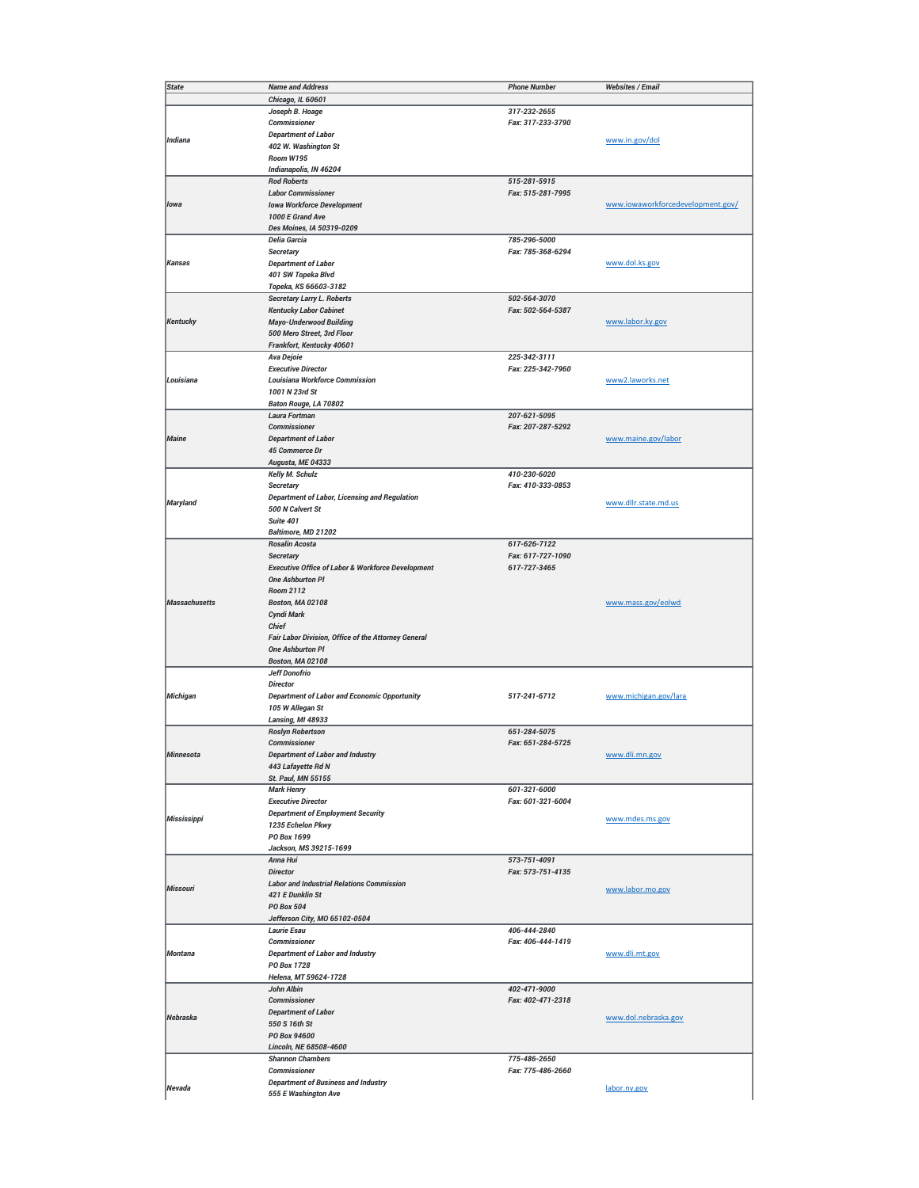| State | Name and Address | Phone Number | Websites / Email |
|---|---|---|---|
| | Chicago, IL 60601 | | |
| Indiana | Joseph B. Hoage<br>Commissioner<br>Department of Labor<br>402 W. Washington St<br>Room W195<br>Indianapolis, IN 46204 | 317-232-2655<br>Fax: 317-233-3790 | www.in.gov/dol |
| Iowa | Rod Roberts<br>Labor Commissioner<br>Iowa Workforce Development<br>1000 E Grand Ave<br>Des Moines, IA 50319-0209 | 515-281-5915<br>Fax: 515-281-7995 | www.iowaworkforcedevelopment.gov/ |
| Kansas | Delia Garcia<br>Secretary<br>Department of Labor<br>401 SW Topeka Blvd<br>Topeka, KS 66603-3182 | 785-296-5000<br>Fax: 785-368-6294 | www.dol.ks.gov |
| Kentucky | Secretary Larry L. Roberts<br>Kentucky Labor Cabinet<br>Mayo-Underwood Building<br>500 Mero Street, 3rd Floor<br>Frankfort, Kentucky 40601 | 502-564-3070<br>Fax: 502-564-5387 | www.labor.ky.gov |
| Louisiana | Ava Dejoie<br>Executive Director<br>Louisiana Workforce Commission<br>1001 N 23rd St<br>Baton Rouge, LA 70802 | 225-342-3111<br>Fax: 225-342-7960 | www2.laworks.net |
| Maine | Laura Fortman<br>Commissioner<br>Department of Labor<br>45 Commerce Dr<br>Augusta, ME 04333 | 207-621-5095<br>Fax: 207-287-5292 | www.maine.gov/labor |
| Maryland | Kelly M. Schulz<br>Secretary<br>Department of Labor, Licensing and Regulation<br>500 N Calvert St<br>Suite 401<br>Baltimore, MD 21202 | 410-230-6020<br>Fax: 410-333-0853 | www.dllr.state.md.us |
| Massachusetts | Rosalin Acosta<br>Secretary<br>Executive Office of Labor & Workforce Development<br>One Ashburton Pl<br>Room 2112<br>Boston, MA 02108<br>Cyndi Mark<br>Chief<br>Fair Labor Division, Office of the Attorney General<br>One Ashburton Pl<br>Boston, MA 02108 | 617-626-7122<br>Fax: 617-727-1090<br>617-727-3465 | www.mass.gov/eolwd |
| Michigan | Jeff Donofrio<br>Director<br>Department of Labor and Economic Opportunity<br>105 W Allegan St<br>Lansing, MI 48933 | 517-241-6712 | www.michigan.gov/lara |
| Minnesota | Roslyn Robertson<br>Commissioner<br>Department of Labor and Industry<br>443 Lafayette Rd N<br>St. Paul, MN 55155 | 651-284-5075<br>Fax: 651-284-5725 | www.dli.mn.gov |
| Mississippi | Mark Henry<br>Executive Director<br>Department of Employment Security<br>1235 Echelon Pkwy<br>PO Box 1699<br>Jackson, MS 39215-1699 | 601-321-6000<br>Fax: 601-321-6004 | www.mdes.ms.gov |
| Missouri | Anna Hui<br>Director<br>Labor and Industrial Relations Commission<br>421 E Dunklin St<br>PO Box 504<br>Jefferson City, MO 65102-0504 | 573-751-4091<br>Fax: 573-751-4135 | www.labor.mo.gov |
| Montana | Laurie Esau<br>Commissioner<br>Department of Labor and Industry<br>PO Box 1728<br>Helena, MT 59624-1728 | 406-444-2840<br>Fax: 406-444-1419 | www.dli.mt.gov |
| Nebraska | John Albin<br>Commissioner<br>Department of Labor<br>550 S 16th St<br>PO Box 94600<br>Lincoln, NE 68508-4600 | 402-471-9000<br>Fax: 402-471-2318 | www.dol.nebraska.gov |
| Nevada | Shannon Chambers<br>Commissioner<br>Department of Business and Industry<br>555 E Washington Ave | 775-486-2650<br>Fax: 775-486-2660 | labor.nv.gov |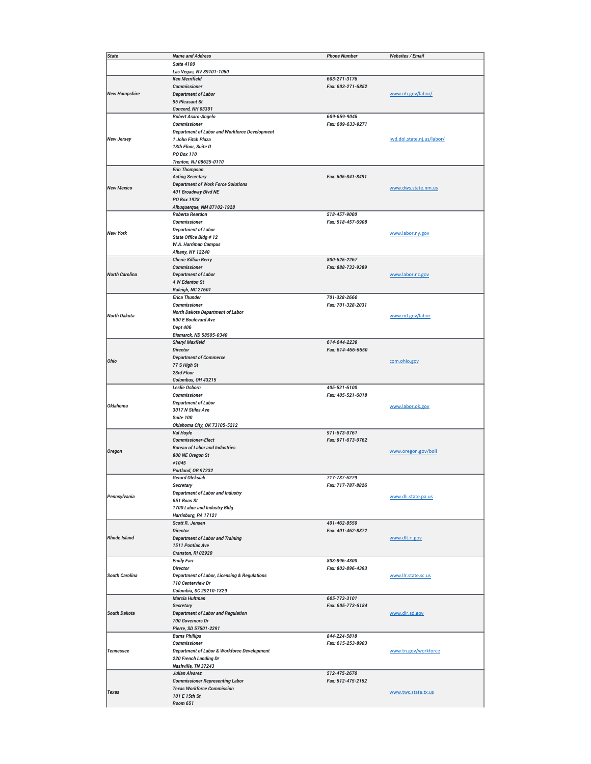| State | Name and Address | Phone Number | Websites / Email |
|---|---|---|---|
| | Suite 4100<br>Las Vegas, NV 89101-1050 | | |
| New Hampshire | Ken Merrifield<br>Commissioner<br>Department of Labor<br>95 Pleasant St<br>Concord, NH 03301 | 603-271-3176<br>Fax: 603-271-6852 | www.nh.gov/labor/ |
| New Jersey | Robert Asaro-Angelo<br>Commissioner<br>Department of Labor and Workforce Development<br>1 John Fitch Plaza<br>13th Floor, Suite D<br>PO Box 110<br>Trenton, NJ 08625-0110 | 609-659-9045<br>Fax: 609-633-9271 | lwd.dol.state.nj.us/labor/ |
| New Mexico | Erin Thompson<br>Acting Secretary<br>Department of Work Force Solutions<br>401 Broadway Blvd NE<br>PO Box 1928<br>Albuquerque, NM 87102-1928 | Fax: 505-841-8491 | www.dws.state.nm.us |
| New York | Roberta Reardon<br>Commissioner<br>Department of Labor<br>State Office Bldg # 12<br>W.A. Harriman Campus<br>Albany, NY 12240 | 518-457-9000<br>Fax: 518-457-6908 | www.labor.ny.gov |
| North Carolina | Cherie Killian Berry<br>Commissioner<br>Department of Labor<br>4 W Edenton St<br>Raleigh, NC 27601 | 800-625-2267<br>Fax: 888-733-9389 | www.labor.nc.gov |
| North Dakota | Erica Thunder<br>Commissioner<br>North Dakota Department of Labor<br>600 E Boulevard Ave<br>Dept 406<br>Bismarck, ND 58505-0340 | 701-328-2660<br>Fax: 701-328-2031 | www.nd.gov/labor |
| Ohio | Sheryl Maxfield<br>Director<br>Department of Commerce<br>77 S High St<br>23rd Floor<br>Columbus, OH 43215 | 614-644-2239<br>Fax: 614-466-5650 | com.ohio.gov |
| Oklahoma | Leslie Osborn<br>Commissioner<br>Department of Labor<br>3017 N Stiles Ave<br>Suite 100<br>Oklahoma City, OK 73105-5212 | 405-521-6100<br>Fax: 405-521-6018 | www.labor.ok.gov |
| Oregon | Val Hoyle<br>Commissioner-Elect<br>Bureau of Labor and Industries<br>800 NE Oregon St<br>#1045<br>Portland, OR 97232 | 971-673-0761<br>Fax: 971-673-0762 | www.oregon.gov/boli |
| Pennsylvania | Gerard Oleksiak<br>Secretary<br>Department of Labor and Industry<br>651 Boas St<br>1700 Labor and Industry Bldg<br>Harrisburg, PA 17121 | 717-787-5279<br>Fax: 717-787-8826 | www.dli.state.pa.us |
| Rhode Island | Scott R. Jensen<br>Director<br>Department of Labor and Training<br>1511 Pontiac Ave<br>Cranston, RI 02920 | 401-462-8550<br>Fax: 401-462-8872 | www.dlt.ri.gov |
| South Carolina | Emily Farr<br>Director<br>Department of Labor, Licensing & Regulations<br>110 Centerview Dr<br>Columbia, SC 29210-1329 | 803-896-4300<br>Fax: 803-896-4393 | www.llr.state.sc.us |
| South Dakota | Marcia Hultman<br>Secretary<br>Department of Labor and Regulation<br>700 Governors Dr<br>Pierre, SD 57501-2291 | 605-773-3101<br>Fax: 605-773-6184 | www.dlr.sd.gov |
| Tennessee | Burns Phillips<br>Commissioner<br>Department of Labor & Workforce Development<br>220 French Landing Dr<br>Nashville, TN 37243 | 844-224-5818<br>Fax: 615-253-8903 | www.tn.gov/workforce |
| Texas | Julian Alvarez<br>Commissioner Representing Labor<br>Texas Workforce Commission<br>101 E 15th St<br>Room 651 | 512-475-2670<br>Fax: 512-475-2152 | www.twc.state.tx.us |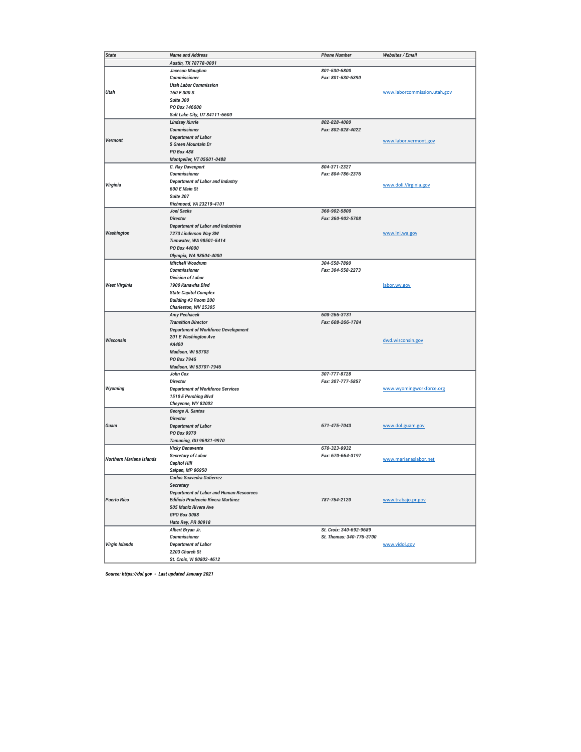| *State* | *Name and Address* | *Phone Number* | *Websites / Email* |
|---|---|---|---|
| | *Austin, TX 78778-0001* | | |
| *Utah* | *Jaceson Maughan*<br>*Commissioner*<br>*Utah Labor Commission*<br>*160 E 300 S*<br>*Suite 300*<br>*PO Box 146600*<br>*Salt Lake City, UT 84111-6600* | *801-530-6800*<br>*Fax: 801-530-6390* | www.laborcommission.utah.gov |
| *Vermont* | *Lindsay Kurrle*<br>*Commissioner*<br>*Department of Labor*<br>*5 Green Mountain Dr*<br>*PO Box 488*<br>*Montpelier, VT 05601-0488* | *802-828-4000*<br>*Fax: 802-828-4022* | www.labor.vermont.gov |
| *Virginia* | *C. Ray Davenport*<br>*Commissioner*<br>*Department of Labor and Industry*<br>*600 E Main St*<br>*Suite 207*<br>*Richmond, VA 23219-4101* | *804-371-2327*<br>*Fax: 804-786-2376* | www.doli.Virginia.gov |
| *Washington* | *Joel Sacks*<br>*Director*<br>*Department of Labor and Industries*<br>*7273 Linderson Way SW*<br>*Tumwater, WA 98501-5414*<br>*PO Box 44000*<br>*Olympia, WA 98504-4000* | *360-902-5800*<br>*Fax: 360-902-5708* | www.lni.wa.gov |
| *West Virginia* | *Mitchell Woodrum*<br>*Commissioner*<br>*Division of Labor*<br>*1900 Kanawha Blvd*<br>*State Capitol Complex*<br>*Building #3 Room 200*<br>*Charleston, WV 25305* | *304-558-7890*<br>*Fax: 304-558-2273* | labor.wv.gov |
| *Wisconsin* | *Amy Pechacek*<br>*Transition Director*<br>*Department of Workforce Development*<br>*201 E Washington Ave*<br>*#A400*<br>*Madison, WI 53703*<br>*PO Box 7946*<br>*Madison, WI 53707-7946* | *608-266-3131*<br>*Fax: 608-266-1784* | dwd.wisconsin.gov |
| *Wyoming* | *John Cox*<br>*Director*<br>*Department of Workforce Services*<br>*1510 E Pershing Blvd*<br>*Cheyenne, WY 82002* | *307-777-8728*<br>*Fax: 307-777-5857* | www.wyomingworkforce.org |
| *Guam* | *George A. Santos*<br>*Director*<br>*Department of Labor*<br>*PO Box 9970*<br>*Tamuning, GU 96931-9970* | *671-475-7043* | www.dol.guam.gov |
| *Northern Mariana Islands* | *Vicky Benavente*<br>*Secretary of Labor*<br>*Capitol Hill*<br>*Saipan, MP 96950* | *670-323-9932*<br>*Fax: 670-664-3197* | www.marianaslabor.net |
| *Puerto Rico* | *Carlos Saavedra Gutierrez*<br>*Secretary*<br>*Department of Labor and Human Resources*<br>*Edificio Prudencio Rivera Martinez*<br>*505 Muniz Rivera Ave*<br>*GPO Box 3088*<br>*Hato Rey, PR 00918* | *787-754-2120* | www.trabajo.pr.gov |
| *Virgin Islands* | *Albert Bryan Jr.*<br>*Commissioner*<br>*Department of Labor*<br>*2203 Church St*<br>*St. Croix, VI 00802-4612* | *St. Croix: 340-692-9689*<br>*St. Thomas: 340-776-3700* | www.vidol.gov |

***Source: https://dol.gov - Last updated January 2021***